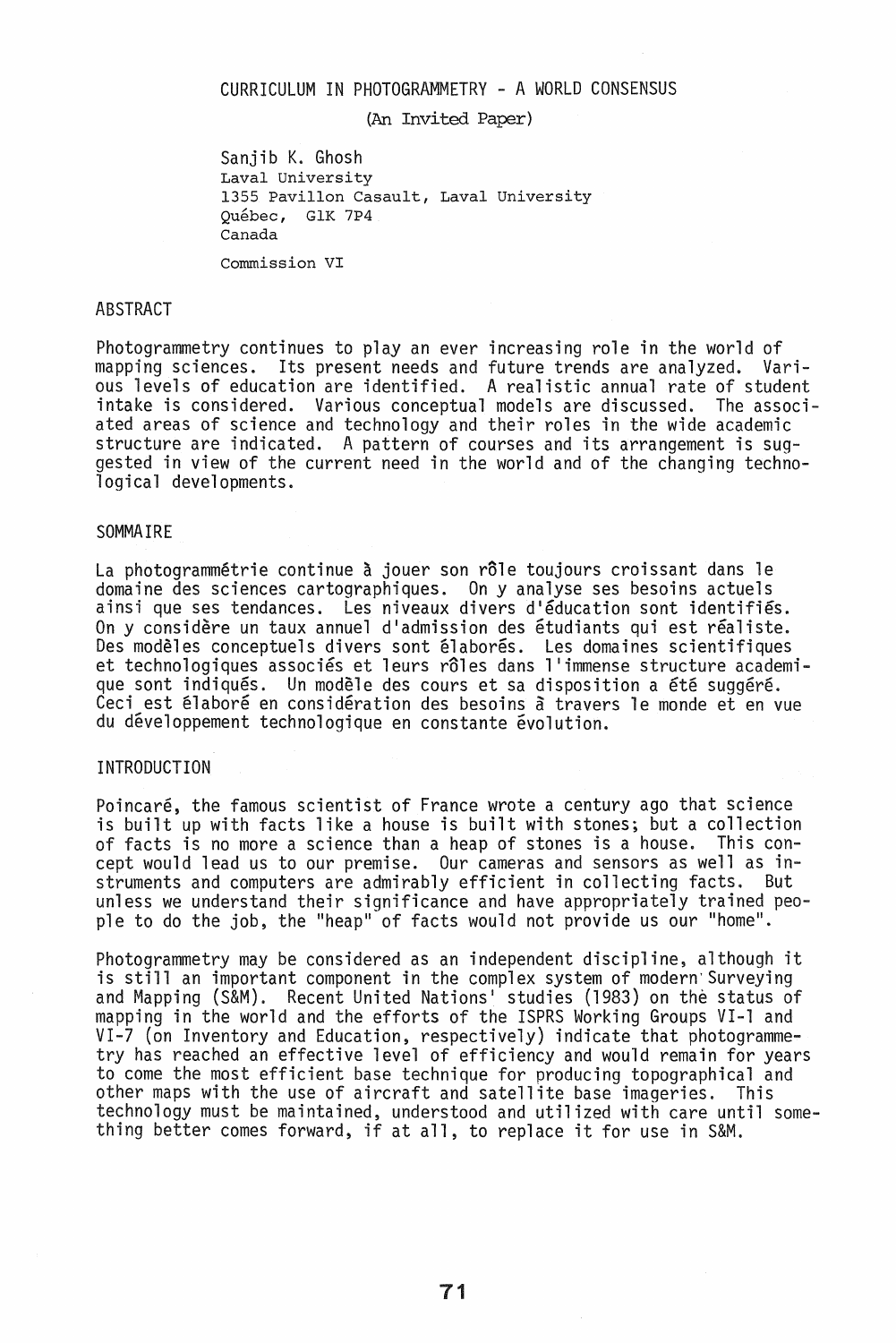# CURRICULUM IN PHOTOGRAMMETRY - A WORLD CONSENSUS

(An Invited Paper)

Sanjib K. Ghosh
Laval University
1355 Pavillon Casault, Laval University
Québec, G1K 7P4
Canada

Commission VI

## ABSTRACT

Photogrammetry continues to play an ever increasing role in the world of mapping sciences. Its present needs and future trends are analyzed. Various levels of education are identified. A realistic annual rate of student intake is considered. Various conceptual models are discussed. The associated areas of science and technology and their roles in the wide academic structure are indicated. A pattern of courses and its arrangement is suggested in view of the current need in the world and of the changing technological developments.

## SOMMAIRE

La photogrammétrie continue à jouer son rôle toujours croissant dans le domaine des sciences cartographiques. On y analyse ses besoins actuels ainsi que ses tendances. Les niveaux divers d'éducation sont identifiés. On y considère un taux annuel d'admission des étudiants qui est réaliste. Des modèles conceptuels divers sont élaborés. Les domaines scientifiques et technologiques associés et leurs rôles dans l'immense structure academique sont indiqués. Un modèle des cours et sa disposition a été suggéré. Ceci est élaboré en considération des besoins à travers le monde et en vue du développement technologique en constante évolution.

## INTRODUCTION

Poincaré, the famous scientist of France wrote a century ago that science is built up with facts like a house is built with stones; but a collection of facts is no more a science than a heap of stones is a house. This concept would lead us to our premise. Our cameras and sensors as well as instruments and computers are admirably efficient in collecting facts. But unless we understand their significance and have appropriately trained people to do the job, the "heap" of facts would not provide us our "home".

Photogrammetry may be considered as an independent discipline, although it is still an important component in the complex system of modern Surveying and Mapping (S&M). Recent United Nations' studies (1983) on the status of mapping in the world and the efforts of the ISPRS Working Groups VI-1 and VI-7 (on Inventory and Education, respectively) indicate that photogrammetry has reached an effective level of efficiency and would remain for years to come the most efficient base technique for producing topographical and other maps with the use of aircraft and satellite base imageries. This technology must be maintained, understood and utilized with care until something better comes forward, if at all, to replace it for use in S&M.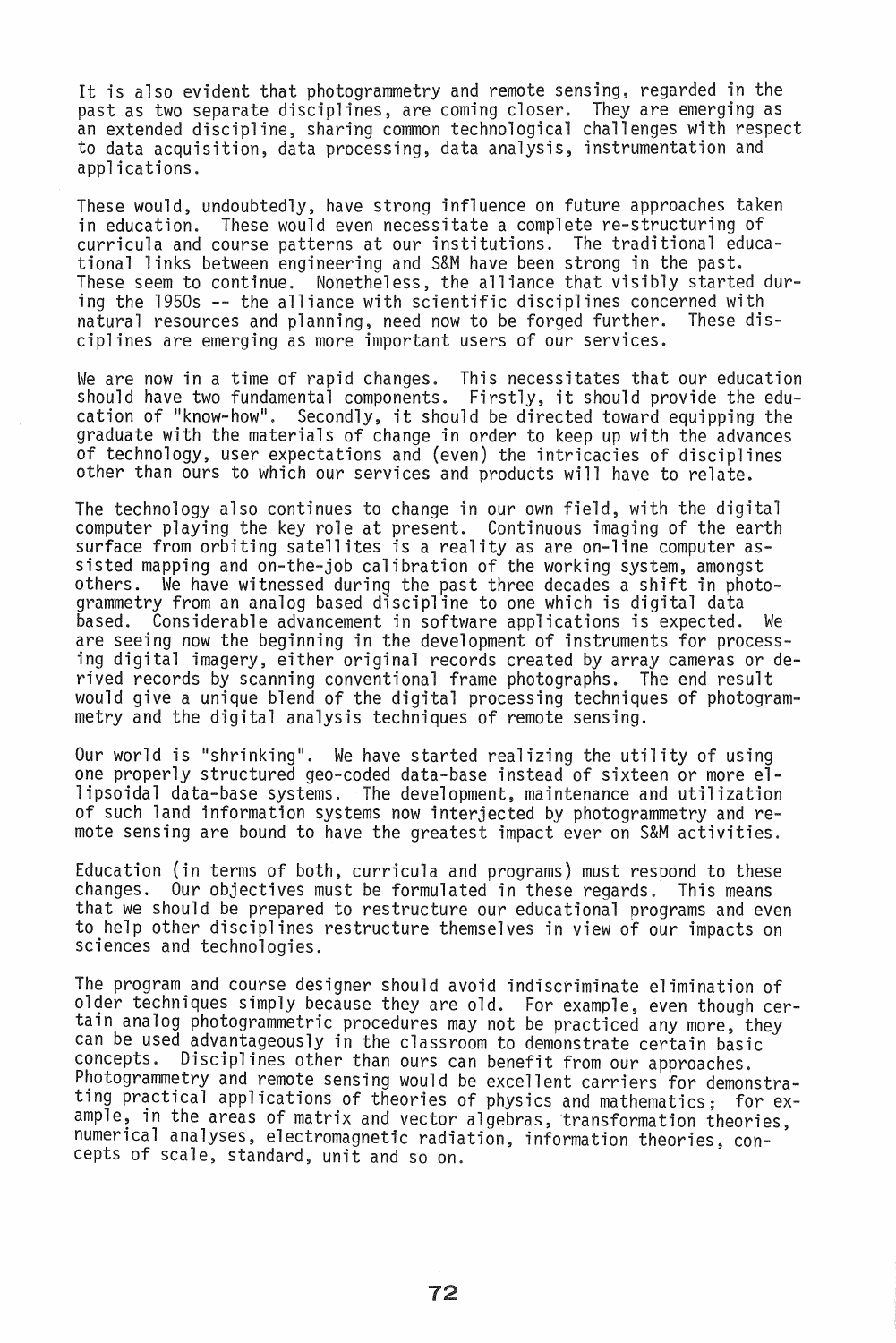It is also evident that photogrammetry and remote sensing, regarded in the past as two separate disciplines, are coming closer. They are emerging as an extended discipline, sharing common technological challenges with respect to data acquisition, data processing, data analysis, instrumentation and applications.

These would, undoubtedly, have strong influence on future approaches taken in education. These would even necessitate a complete re-structuring of curricula and course patterns at our institutions. The traditional educational links between engineering and S&M have been strong in the past. These seem to continue. Nonetheless, the alliance that visibly started during the 1950s -- the alliance with scientific disciplines concerned with natural resources and planning, need now to be forged further. These disciplines are emerging as more important users of our services.

We are now in a time of rapid changes. This necessitates that our education should have two fundamental components. Firstly, it should provide the education of "know-how". Secondly, it should be directed toward equipping the graduate with the materials of change in order to keep up with the advances of technology, user expectations and (even) the intricacies of disciplines other than ours to which our services and products will have to relate.

The technology also continues to change in our own field, with the digital computer playing the key role at present. Continuous imaging of the earth surface from orbiting satellites is a reality as are on-line computer assisted mapping and on-the-job calibration of the working system, amongst others. We have witnessed during the past three decades a shift in photogrammetry from an analog based discipline to one which is digital data based. Considerable advancement in software applications is expected. We are seeing now the beginning in the development of instruments for processing digital imagery, either original records created by array cameras or derived records by scanning conventional frame photographs. The end result would give a unique blend of the digital processing techniques of photogrammetry and the digital analysis techniques of remote sensing.

Our world is "shrinking". We have started realizing the utility of using one properly structured geo-coded data-base instead of sixteen or more ellipsoidal data-base systems. The development, maintenance and utilization of such land information systems now interjected by photogrammetry and remote sensing are bound to have the greatest impact ever on S&M activities.

Education (in terms of both, curricula and programs) must respond to these changes. Our objectives must be formulated in these regards. This means that we should be prepared to restructure our educational programs and even to help other disciplines restructure themselves in view of our impacts on sciences and technologies.

The program and course designer should avoid indiscriminate elimination of older techniques simply because they are old. For example, even though certain analog photogrammetric procedures may not be practiced any more, they can be used advantageously in the classroom to demonstrate certain basic concepts. Disciplines other than ours can benefit from our approaches. Photogrammetry and remote sensing would be excellent carriers for demonstrating practical applications of theories of physics and mathematics; for example, in the areas of matrix and vector algebras, transformation theories, numerical analyses, electromagnetic radiation, information theories, concepts of scale, standard, unit and so on.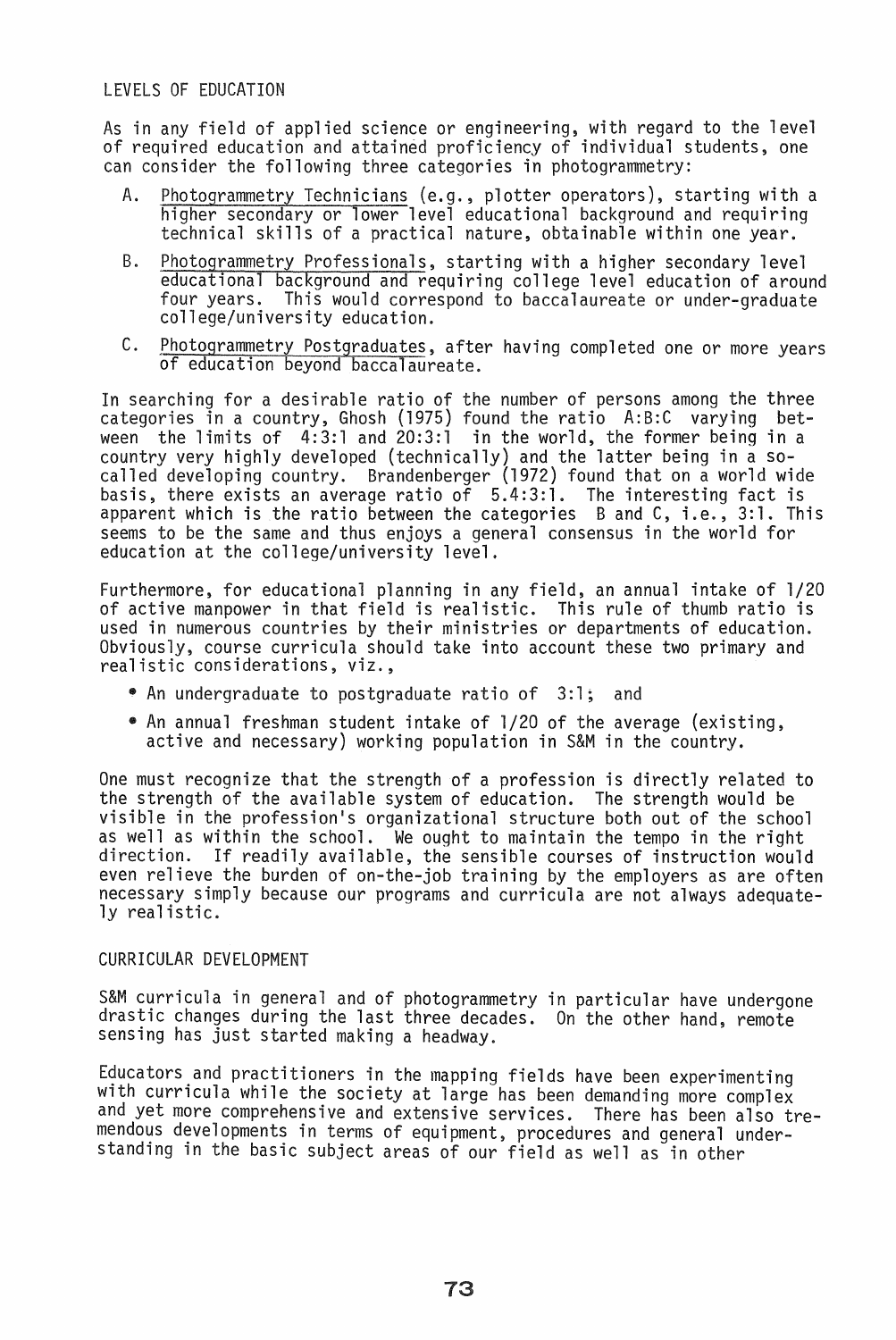## LEVELS OF EDUCATION

As in any field of applied science or engineering, with regard to the level of required education and attained proficiency of individual students, one can consider the following three categories in photogrammetry:

A. Photogrammetry Technicians (e.g., plotter operators), starting with a higher secondary or lower level educational background and requiring technical skills of a practical nature, obtainable within one year.

B. Photogrammetry Professionals, starting with a higher secondary level educational background and requiring college level education of around four years. This would correspond to baccalaureate or under-graduate college/university education.

C. Photogrammetry Postgraduates, after having completed one or more years of education beyond baccalaureate.

In searching for a desirable ratio of the number of persons among the three categories in a country, Ghosh (1975) found the ratio A:B:C varying between the limits of 4:3:1 and 20:3:1 in the world, the former being in a country very highly developed (technically) and the latter being in a so-called developing country. Brandenberger (1972) found that on a world wide basis, there exists an average ratio of 5.4:3:1. The interesting fact is apparent which is the ratio between the categories B and C, i.e., 3:1. This seems to be the same and thus enjoys a general consensus in the world for education at the college/university level.

Furthermore, for educational planning in any field, an annual intake of 1/20 of active manpower in that field is realistic. This rule of thumb ratio is used in numerous countries by their ministries or departments of education. Obviously, course curricula should take into account these two primary and realistic considerations, viz.,

- An undergraduate to postgraduate ratio of 3:1; and
- An annual freshman student intake of 1/20 of the average (existing, active and necessary) working population in S&M in the country.

One must recognize that the strength of a profession is directly related to the strength of the available system of education. The strength would be visible in the profession's organizational structure both out of the school as well as within the school. We ought to maintain the tempo in the right direction. If readily available, the sensible courses of instruction would even relieve the burden of on-the-job training by the employers as are often necessary simply because our programs and curricula are not always adequately realistic.

## CURRICULAR DEVELOPMENT

S&M curricula in general and of photogrammetry in particular have undergone drastic changes during the last three decades. On the other hand, remote sensing has just started making a headway.

Educators and practitioners in the mapping fields have been experimenting with curricula while the society at large has been demanding more complex and yet more comprehensive and extensive services. There has been also tremendous developments in terms of equipment, procedures and general understanding in the basic subject areas of our field as well as in other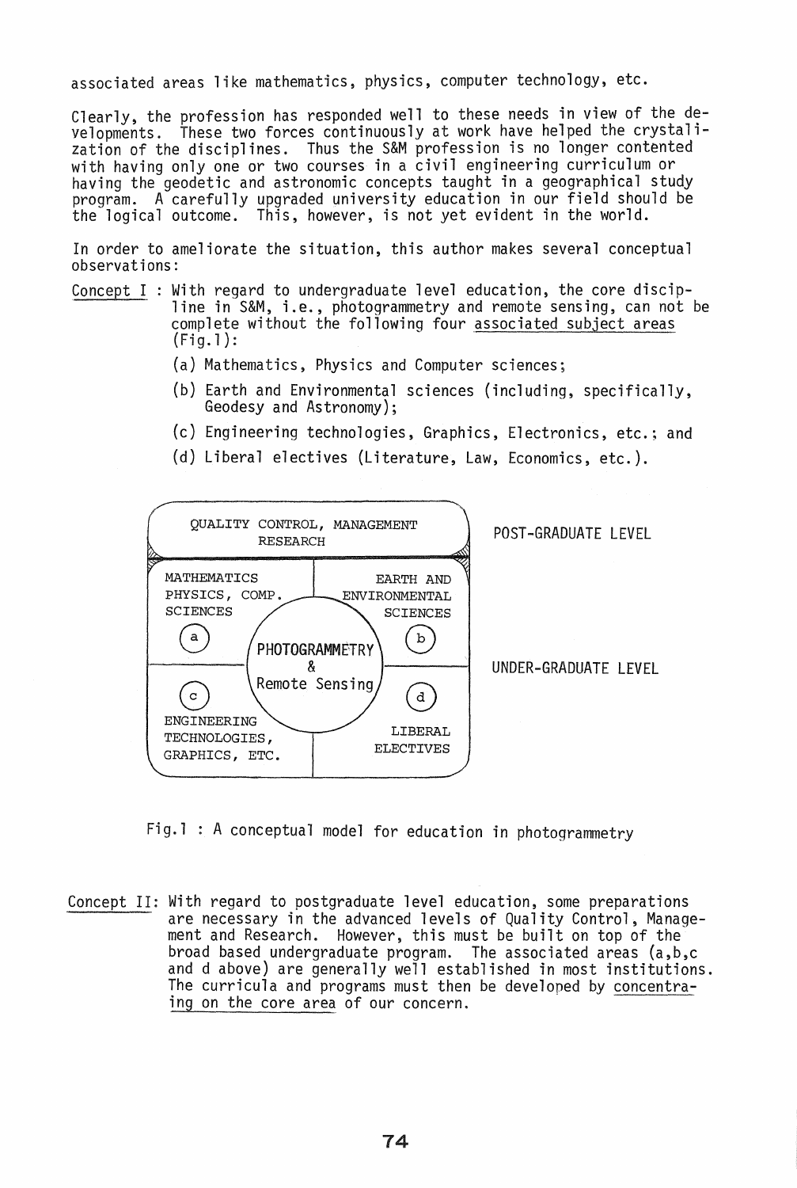associated areas like mathematics, physics, computer technology, etc.

Clearly, the profession has responded well to these needs in view of the developments. These two forces continuously at work have helped the crystalization of the disciplines. Thus the S&M profession is no longer contented with having only one or two courses in a civil engineering curriculum or having the geodetic and astronomic concepts taught in a geographical study program. A carefully upgraded university education in our field should be the logical outcome. This, however, is not yet evident in the world.

In order to ameliorate the situation, this author makes several conceptual observations:

Concept I : With regard to undergraduate level education, the core discipline in S&M, i.e., photogrammetry and remote sensing, can not be complete without the following four associated subject areas (Fig.1):

(a) Mathematics, Physics and Computer sciences;

(b) Earth and Environmental sciences (including, specifically, Geodesy and Astronomy);

(c) Engineering technologies, Graphics, Electronics, etc.; and

(d) Liberal electives (Literature, Law, Economics, etc.).

QUALITY CONTROL, MANAGEMENT RESEARCH — POST-GRADUATE LEVEL

MATHEMATICS PHYSICS, COMP. SCIENCES (a) | EARTH AND ENVIRONMENTAL SCIENCES (b) | PHOTOGRAMMETRY & Remote Sensing | ENGINEERING TECHNOLOGIES, GRAPHICS, ETC. (c) | LIBERAL ELECTIVES (d) — UNDER-GRADUATE LEVEL

Fig.1 : A conceptual model for education in photogrammetry

Concept II: With regard to postgraduate level education, some preparations are necessary in the advanced levels of Quality Control, Management and Research. However, this must be built on top of the broad based undergraduate program. The associated areas (a,b,c and d above) are generally well established in most institutions. The curricula and programs must then be developed by concentrating on the core area of our concern.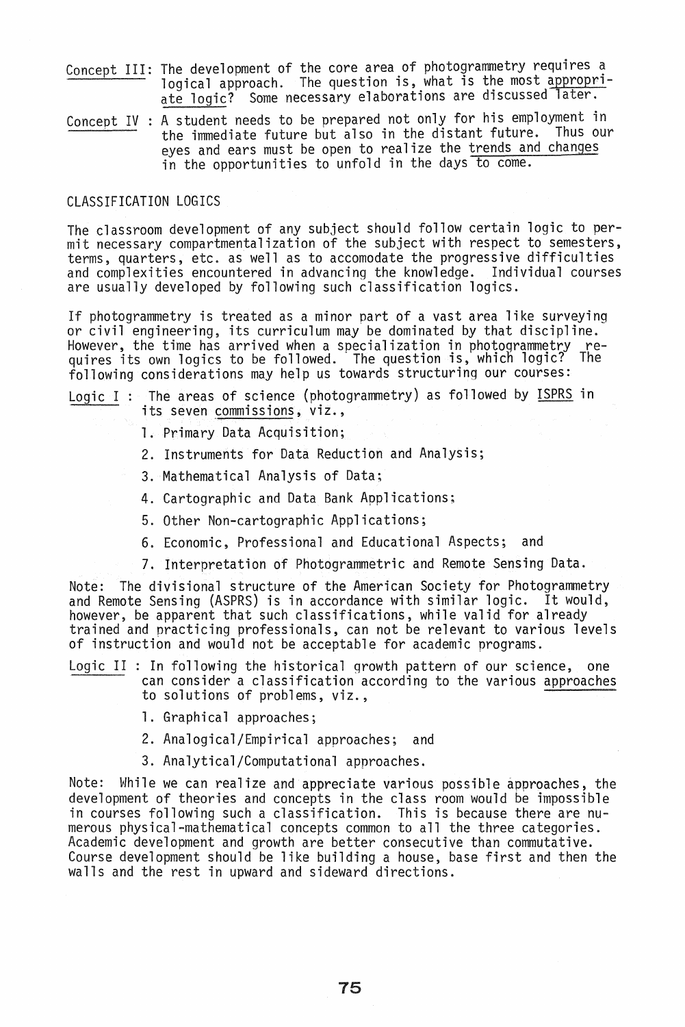Concept III: The development of the core area of photogrammetry requires a logical approach. The question is, what is the most appropriate logic? Some necessary elaborations are discussed later.

Concept IV : A student needs to be prepared not only for his employment in the immediate future but also in the distant future. Thus our eyes and ears must be open to realize the trends and changes in the opportunities to unfold in the days to come.

## CLASSIFICATION LOGICS

The classroom development of any subject should follow certain logic to permit necessary compartmentalization of the subject with respect to semesters, terms, quarters, etc. as well as to accomodate the progressive difficulties and complexities encountered in advancing the knowledge. Individual courses are usually developed by following such classification logics.

If photogrammetry is treated as a minor part of a vast area like surveying or civil engineering, its curriculum may be dominated by that discipline. However, the time has arrived when a specialization in photogrammetry requires its own logics to be followed. The question is, which logic? The following considerations may help us towards structuring our courses:

Logic I : The areas of science (photogrammetry) as followed by ISPRS in its seven commissions, viz.,

1. Primary Data Acquisition;
2. Instruments for Data Reduction and Analysis;
3. Mathematical Analysis of Data;
4. Cartographic and Data Bank Applications;
5. Other Non-cartographic Applications;
6. Economic, Professional and Educational Aspects; and
7. Interpretation of Photogrammetric and Remote Sensing Data.

Note: The divisional structure of the American Society for Photogrammetry and Remote Sensing (ASPRS) is in accordance with similar logic. It would, however, be apparent that such classifications, while valid for already trained and practicing professionals, can not be relevant to various levels of instruction and would not be acceptable for academic programs.

Logic II : In following the historical growth pattern of our science, one can consider a classification according to the various approaches to solutions of problems, viz.,

1. Graphical approaches;
2. Analogical/Empirical approaches; and
3. Analytical/Computational approaches.

Note: While we can realize and appreciate various possible approaches, the development of theories and concepts in the class room would be impossible in courses following such a classification. This is because there are numerous physical-mathematical concepts common to all the three categories. Academic development and growth are better consecutive than commutative. Course development should be like building a house, base first and then the walls and the rest in upward and sideward directions.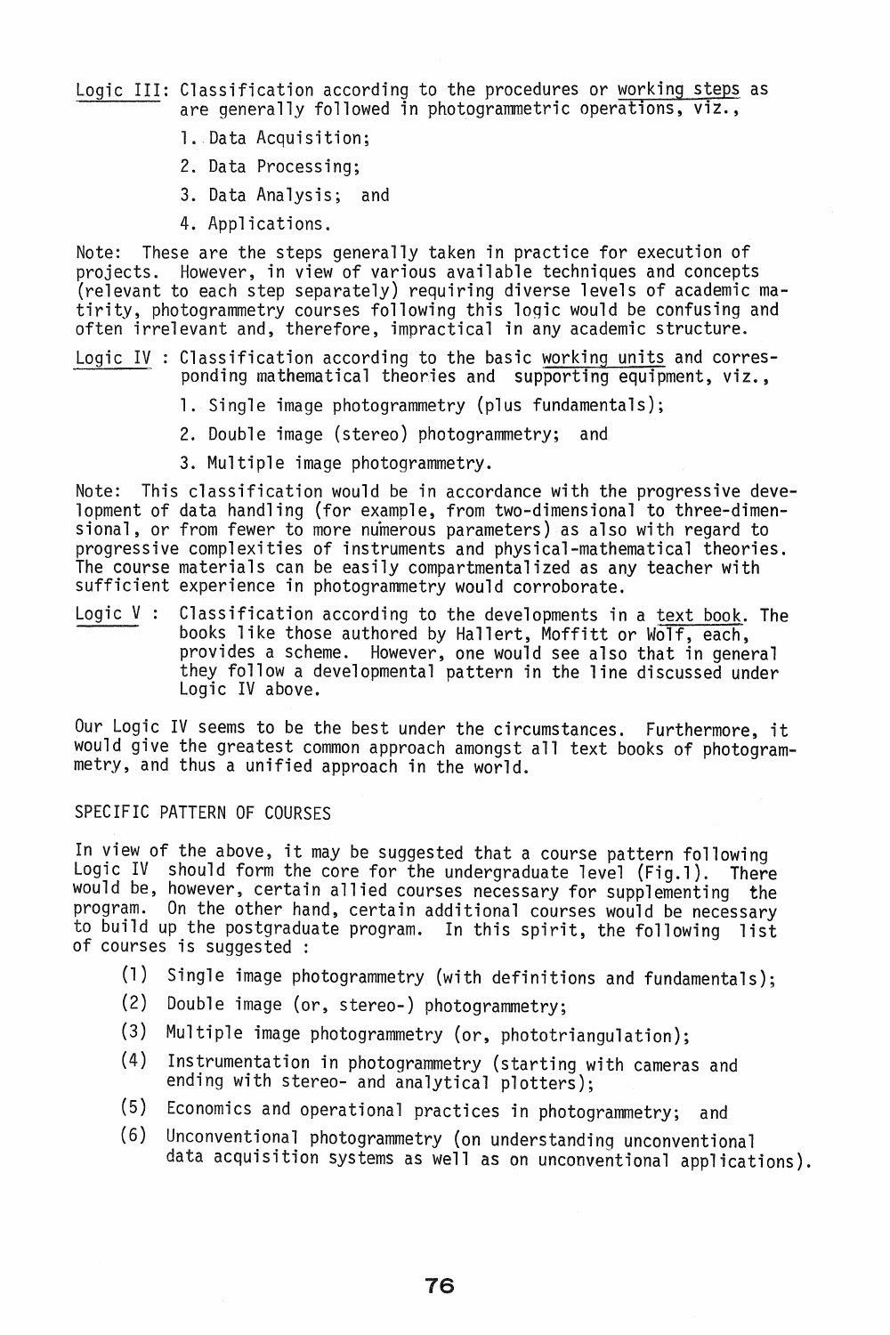Logic III: Classification according to the procedures or working steps as are generally followed in photogrammetric operations, viz.,

1. Data Acquisition;
2. Data Processing;
3. Data Analysis; and
4. Applications.

Note: These are the steps generally taken in practice for execution of projects. However, in view of various available techniques and concepts (relevant to each step separately) requiring diverse levels of academic matirity, photogrammetry courses following this logic would be confusing and often irrelevant and, therefore, impractical in any academic structure.

Logic IV : Classification according to the basic working units and corresponding mathematical theories and supporting equipment, viz.,

1. Single image photogrammetry (plus fundamentals);
2. Double image (stereo) photogrammetry; and
3. Multiple image photogrammetry.

Note: This classification would be in accordance with the progressive development of data handling (for example, from two-dimensional to three-dimensional, or from fewer to more numerous parameters) as also with regard to progressive complexities of instruments and physical-mathematical theories. The course materials can be easily compartmentalized as any teacher with sufficient experience in photogrammetry would corroborate.

Logic V : Classification according to the developments in a text book. The books like those authored by Hallert, Moffitt or Wolf, each, provides a scheme. However, one would see also that in general they follow a developmental pattern in the line discussed under Logic IV above.

Our Logic IV seems to be the best under the circumstances. Furthermore, it would give the greatest common approach amongst all text books of photogrammetry, and thus a unified approach in the world.

## SPECIFIC PATTERN OF COURSES

In view of the above, it may be suggested that a course pattern following Logic IV should form the core for the undergraduate level (Fig.1). There would be, however, certain allied courses necessary for supplementing the program. On the other hand, certain additional courses would be necessary to build up the postgraduate program. In this spirit, the following list of courses is suggested :

(1) Single image photogrammetry (with definitions and fundamentals);

(2) Double image (or, stereo-) photogrammetry;

(3) Multiple image photogrammetry (or, phototriangulation);

(4) Instrumentation in photogrammetry (starting with cameras and ending with stereo- and analytical plotters);

(5) Economics and operational practices in photogrammetry; and

(6) Unconventional photogrammetry (on understanding unconventional data acquisition systems as well as on unconventional applications).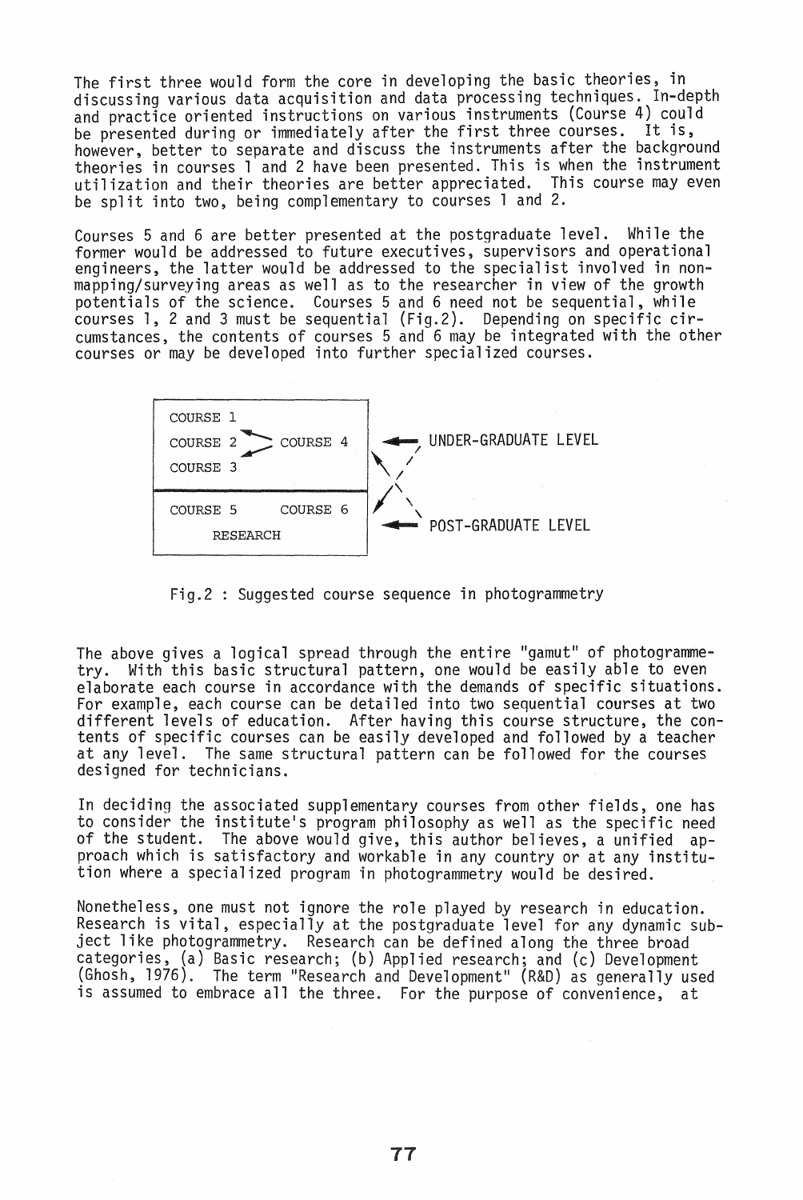The first three would form the core in developing the basic theories, in discussing various data acquisition and data processing techniques. In-depth and practice oriented instructions on various instruments (Course 4) could be presented during or immediately after the first three courses. It is, however, better to separate and discuss the instruments after the background theories in courses 1 and 2 have been presented. This is when the instrument utilization and their theories are better appreciated. This course may even be split into two, being complementary to courses 1 and 2.

Courses 5 and 6 are better presented at the postgraduate level. While the former would be addressed to future executives, supervisors and operational engineers, the latter would be addressed to the specialist involved in non-mapping/surveying areas as well as to the researcher in view of the growth potentials of the science. Courses 5 and 6 need not be sequential, while courses 1, 2 and 3 must be sequential (Fig.2). Depending on specific circumstances, the contents of courses 5 and 6 may be integrated with the other courses or may be developed into further specialized courses.

| COURSE 1<br>COURSE 2 → COURSE 4<br>COURSE 3 | ← UNDER-GRADUATE LEVEL |
|---|---|
| COURSE 5 COURSE 6<br>RESEARCH | ← POST-GRADUATE LEVEL |

Fig.2 : Suggested course sequence in photogrammetry

The above gives a logical spread through the entire "gamut" of photogrammetry. With this basic structural pattern, one would be easily able to even elaborate each course in accordance with the demands of specific situations. For example, each course can be detailed into two sequential courses at two different levels of education. After having this course structure, the contents of specific courses can be easily developed and followed by a teacher at any level. The same structural pattern can be followed for the courses designed for technicians.

In deciding the associated supplementary courses from other fields, one has to consider the institute's program philosophy as well as the specific need of the student. The above would give, this author believes, a unified approach which is satisfactory and workable in any country or at any institution where a specialized program in photogrammetry would be desired.

Nonetheless, one must not ignore the role played by research in education. Research is vital, especially at the postgraduate level for any dynamic subject like photogrammetry. Research can be defined along the three broad categories, (a) Basic research; (b) Applied research; and (c) Development (Ghosh, 1976). The term "Research and Development" (R&D) as generally used is assumed to embrace all the three. For the purpose of convenience, at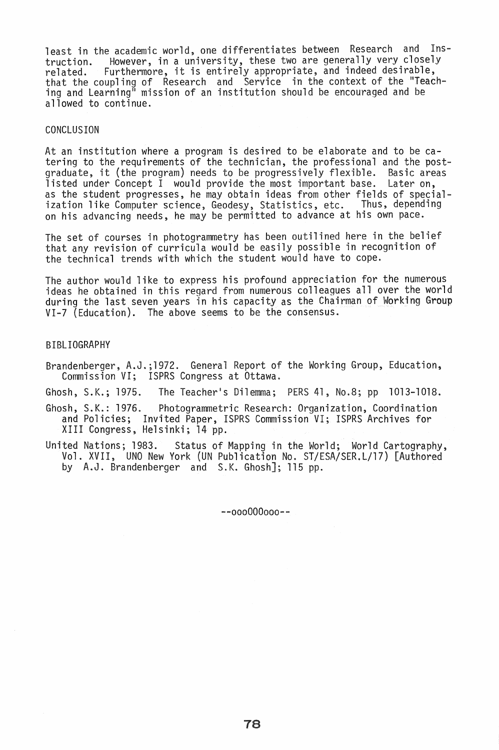least in the academic world, one differentiates between Research and Instruction. However, in a university, these two are generally very closely related. Furthermore, it is entirely appropriate, and indeed desirable, that the coupling of Research and Service in the context of the "Teaching and Learning" mission of an institution should be encouraged and be allowed to continue.

## CONCLUSION

At an institution where a program is desired to be elaborate and to be catering to the requirements of the technician, the professional and the post-graduate, it (the program) needs to be progressively flexible. Basic areas listed under Concept I would provide the most important base. Later on, as the student progresses, he may obtain ideas from other fields of specialization like Computer science, Geodesy, Statistics, etc. Thus, depending on his advancing needs, he may be permitted to advance at his own pace.

The set of courses in photogrammetry has been outilined here in the belief that any revision of curricula would be easily possible in recognition of the technical trends with which the student would have to cope.

The author would like to express his profound appreciation for the numerous ideas he obtained in this regard from numerous colleagues all over the world during the last seven years in his capacity as the Chairman of Working Group VI-7 (Education). The above seems to be the consensus.

## BIBLIOGRAPHY

Brandenberger, A.J.;1972. General Report of the Working Group, Education, Commission VI; ISPRS Congress at Ottawa.

Ghosh, S.K.; 1975. The Teacher's Dilemma; PERS 41, No.8; pp 1013-1018.

Ghosh, S.K.: 1976. Photogrammetric Research: Organization, Coordination and Policies; Invited Paper, ISPRS Commission VI; ISPRS Archives for XIII Congress, Helsinki; 14 pp.

United Nations; 1983. Status of Mapping in the World; World Cartography, Vol. XVII, UNO New York (UN Publication No. ST/ESA/SER.L/17) [Authored by A.J. Brandenberger and S.K. Ghosh]; 115 pp.

--ooo000ooo--